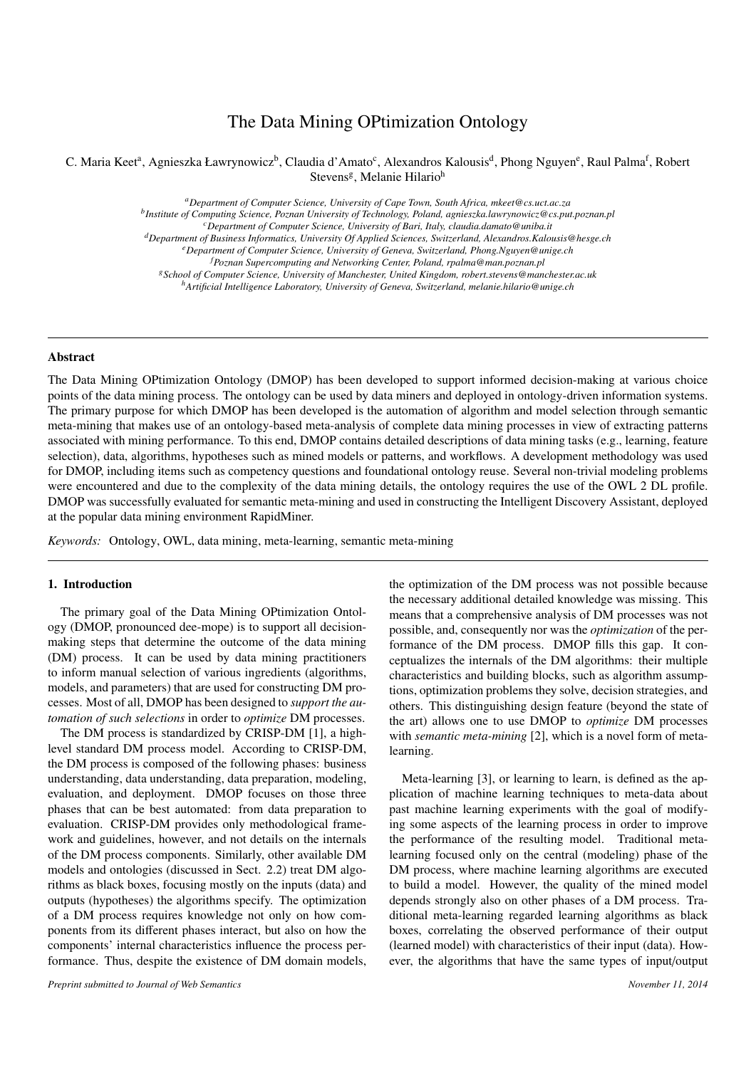# The Data Mining OPtimization Ontology

C. Maria Keet[a], Agnieszka Ławrynowicz[b], Claudia d'Amato[c], Alexandros Kalousis[d], Phong Nguyen[e], Raul Palma[f], Robert Stevens[g], Melanie Hilario[h]

[a] *Department of Computer Science, University of Cape Town, South Africa, mkeet@cs.uct.ac.za*
[b] *Institute of Computing Science, Poznan University of Technology, Poland, agnieszka.lawrynowicz@cs.put.poznan.pl*
[c] *Department of Computer Science, University of Bari, Italy, claudia.damato@uniba.it*
[d] *Department of Business Informatics, University Of Applied Sciences, Switzerland, Alexandros.Kalousis@hesge.ch*
[e] *Department of Computer Science, University of Geneva, Switzerland, Phong.Nguyen@unige.ch*
[f] *Poznan Supercomputing and Networking Center, Poland, rpalma@man.poznan.pl*
[g] *School of Computer Science, University of Manchester, United Kingdom, robert.stevens@manchester.ac.uk*
[h] *Artificial Intelligence Laboratory, University of Geneva, Switzerland, melanie.hilario@unige.ch*

## Abstract

The Data Mining OPtimization Ontology (DMOP) has been developed to support informed decision-making at various choice points of the data mining process. The ontology can be used by data miners and deployed in ontology-driven information systems. The primary purpose for which DMOP has been developed is the automation of algorithm and model selection through semantic meta-mining that makes use of an ontology-based meta-analysis of complete data mining processes in view of extracting patterns associated with mining performance. To this end, DMOP contains detailed descriptions of data mining tasks (e.g., learning, feature selection), data, algorithms, hypotheses such as mined models or patterns, and workflows. A development methodology was used for DMOP, including items such as competency questions and foundational ontology reuse. Several non-trivial modeling problems were encountered and due to the complexity of the data mining details, the ontology requires the use of the OWL 2 DL profile. DMOP was successfully evaluated for semantic meta-mining and used in constructing the Intelligent Discovery Assistant, deployed at the popular data mining environment RapidMiner.

*Keywords:* Ontology, OWL, data mining, meta-learning, semantic meta-mining

## 1. Introduction

The primary goal of the Data Mining OPtimization Ontology (DMOP, pronounced dee-mope) is to support all decision-making steps that determine the outcome of the data mining (DM) process. It can be used by data mining practitioners to inform manual selection of various ingredients (algorithms, models, and parameters) that are used for constructing DM processes. Most of all, DMOP has been designed to *support the automation of such selections* in order to *optimize* DM processes.

The DM process is standardized by CRISP-DM [1], a high-level standard DM process model. According to CRISP-DM, the DM process is composed of the following phases: business understanding, data understanding, data preparation, modeling, evaluation, and deployment. DMOP focuses on those three phases that can be best automated: from data preparation to evaluation. CRISP-DM provides only methodological framework and guidelines, however, and not details on the internals of the DM process components. Similarly, other available DM models and ontologies (discussed in Sect. 2.2) treat DM algorithms as black boxes, focusing mostly on the inputs (data) and outputs (hypotheses) the algorithms specify. The optimization of a DM process requires knowledge not only on how components from its different phases interact, but also on how the components' internal characteristics influence the process performance. Thus, despite the existence of DM domain models, the optimization of the DM process was not possible because the necessary additional detailed knowledge was missing. This means that a comprehensive analysis of DM processes was not possible, and, consequently nor was the *optimization* of the performance of the DM process. DMOP fills this gap. It conceptualizes the internals of the DM algorithms: their multiple characteristics and building blocks, such as algorithm assumptions, optimization problems they solve, decision strategies, and others. This distinguishing design feature (beyond the state of the art) allows one to use DMOP to *optimize* DM processes with *semantic meta-mining* [2], which is a novel form of meta-learning.

Meta-learning [3], or learning to learn, is defined as the application of machine learning techniques to meta-data about past machine learning experiments with the goal of modifying some aspects of the learning process in order to improve the performance of the resulting model. Traditional meta-learning focused only on the central (modeling) phase of the DM process, where machine learning algorithms are executed to build a model. However, the quality of the mined model depends strongly also on other phases of a DM process. Traditional meta-learning regarded learning algorithms as black boxes, correlating the observed performance of their output (learned model) with characteristics of their input (data). However, the algorithms that have the same types of input/output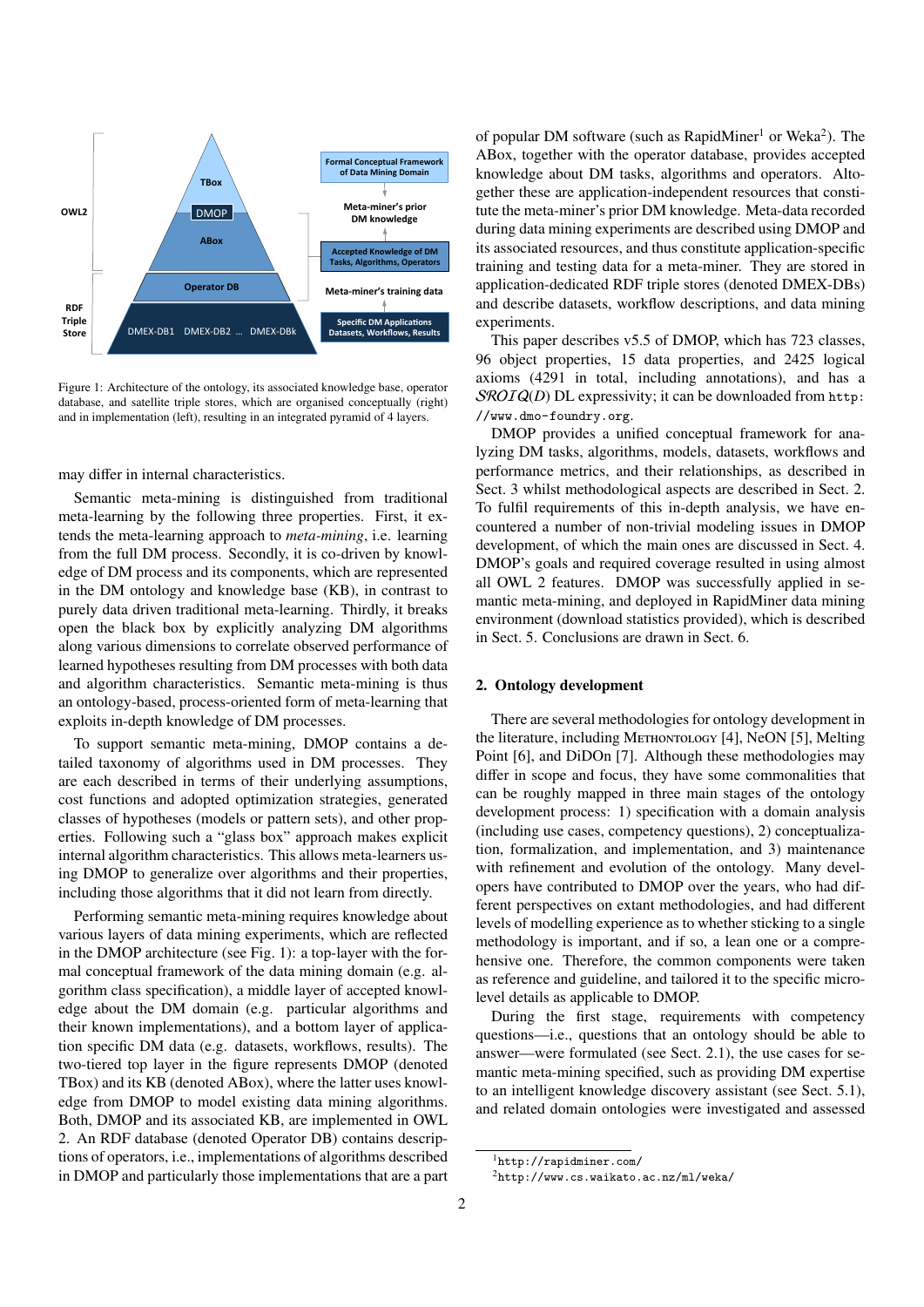Figure 1: Architecture of the ontology, its associated knowledge base, operator database, and satellite triple stores, which are organised conceptually (right) and in implementation (left), resulting in an integrated pyramid of 4 layers.

may differ in internal characteristics.

Semantic meta-mining is distinguished from traditional meta-learning by the following three properties. First, it extends the meta-learning approach to *meta-mining*, i.e. learning from the full DM process. Secondly, it is co-driven by knowledge of DM process and its components, which are represented in the DM ontology and knowledge base (KB), in contrast to purely data driven traditional meta-learning. Thirdly, it breaks open the black box by explicitly analyzing DM algorithms along various dimensions to correlate observed performance of learned hypotheses resulting from DM processes with both data and algorithm characteristics. Semantic meta-mining is thus an ontology-based, process-oriented form of meta-learning that exploits in-depth knowledge of DM processes.

To support semantic meta-mining, DMOP contains a detailed taxonomy of algorithms used in DM processes. They are each described in terms of their underlying assumptions, cost functions and adopted optimization strategies, generated classes of hypotheses (models or pattern sets), and other properties. Following such a "glass box" approach makes explicit internal algorithm characteristics. This allows meta-learners using DMOP to generalize over algorithms and their properties, including those algorithms that it did not learn from directly.

Performing semantic meta-mining requires knowledge about various layers of data mining experiments, which are reflected in the DMOP architecture (see Fig. 1): a top-layer with the formal conceptual framework of the data mining domain (e.g. algorithm class specification), a middle layer of accepted knowledge about the DM domain (e.g. particular algorithms and their known implementations), and a bottom layer of application specific DM data (e.g. datasets, workflows, results). The two-tiered top layer in the figure represents DMOP (denoted TBox) and its KB (denoted ABox), where the latter uses knowledge from DMOP to model existing data mining algorithms. Both, DMOP and its associated KB, are implemented in OWL 2. An RDF database (denoted Operator DB) contains descriptions of operators, i.e., implementations of algorithms described in DMOP and particularly those implementations that are a part of popular DM software (such as RapidMiner[1] or Weka[2]). The ABox, together with the operator database, provides accepted knowledge about DM tasks, algorithms and operators. Altogether these are application-independent resources that constitute the meta-miner's prior DM knowledge. Meta-data recorded during data mining experiments are described using DMOP and its associated resources, and thus constitute application-specific training and testing data for a meta-miner. They are stored in application-dedicated RDF triple stores (denoted DMEX-DBs) and describe datasets, workflow descriptions, and data mining experiments.

This paper describes v5.5 of DMOP, which has 723 classes, 96 object properties, 15 data properties, and 2425 logical axioms (4291 in total, including annotations), and has a $\mathcal{SROIQ}(\mathcal{D})$ DL expressivity; it can be downloaded from `http://www.dmo-foundry.org`.

DMOP provides a unified conceptual framework for analyzing DM tasks, algorithms, models, datasets, workflows and performance metrics, and their relationships, as described in Sect. 3 whilst methodological aspects are described in Sect. 2. To fulfil requirements of this in-depth analysis, we have encountered a number of non-trivial modeling issues in DMOP development, of which the main ones are discussed in Sect. 4. DMOP's goals and required coverage resulted in using almost all OWL 2 features. DMOP was successfully applied in semantic meta-mining, and deployed in RapidMiner data mining environment (download statistics provided), which is described in Sect. 5. Conclusions are drawn in Sect. 6.

## 2. Ontology development

There are several methodologies for ontology development in the literature, including METHONTOLOGY [4], NeON [5], Melting Point [6], and DiDOn [7]. Although these methodologies may differ in scope and focus, they have some commonalities that can be roughly mapped in three main stages of the ontology development process: 1) specification with a domain analysis (including use cases, competency questions), 2) conceptualization, formalization, and implementation, and 3) maintenance with refinement and evolution of the ontology. Many developers have contributed to DMOP over the years, who had different perspectives on extant methodologies, and had different levels of modelling experience as to whether sticking to a single methodology is important, and if so, a lean one or a comprehensive one. Therefore, the common components were taken as reference and guideline, and tailored it to the specific micro-level details as applicable to DMOP.

During the first stage, requirements with competency questions—i.e., questions that an ontology should be able to answer—were formulated (see Sect. 2.1), the use cases for semantic meta-mining specified, such as providing DM expertise to an intelligent knowledge discovery assistant (see Sect. 5.1), and related domain ontologies were investigated and assessed

[1] `http://rapidminer.com/`

[2] `http://www.cs.waikato.ac.nz/ml/weka/`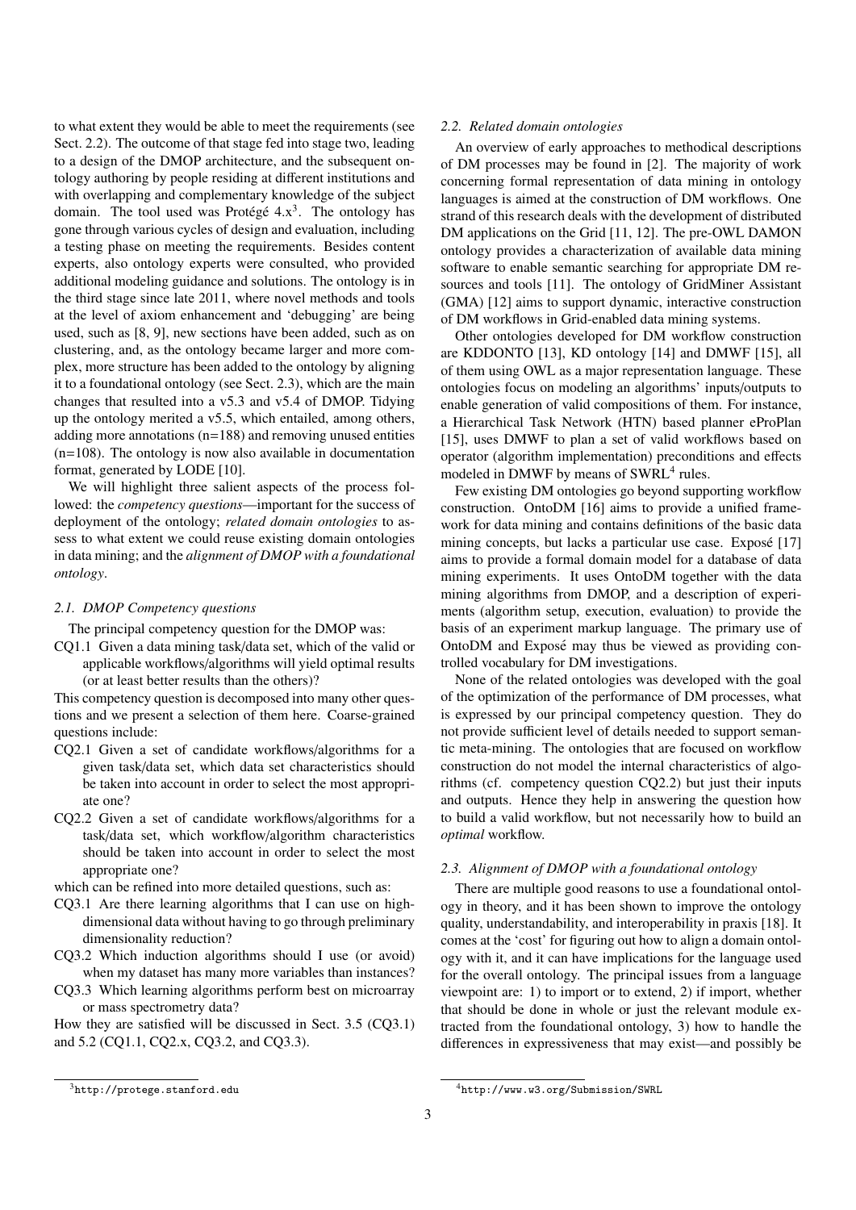to what extent they would be able to meet the requirements (see Sect. 2.2). The outcome of that stage fed into stage two, leading to a design of the DMOP architecture, and the subsequent ontology authoring by people residing at different institutions and with overlapping and complementary knowledge of the subject domain. The tool used was Protégé 4.x[3]. The ontology has gone through various cycles of design and evaluation, including a testing phase on meeting the requirements. Besides content experts, also ontology experts were consulted, who provided additional modeling guidance and solutions. The ontology is in the third stage since late 2011, where novel methods and tools at the level of axiom enhancement and 'debugging' are being used, such as [8, 9], new sections have been added, such as on clustering, and, as the ontology became larger and more complex, more structure has been added to the ontology by aligning it to a foundational ontology (see Sect. 2.3), which are the main changes that resulted into a v5.3 and v5.4 of DMOP. Tidying up the ontology merited a v5.5, which entailed, among others, adding more annotations (n=188) and removing unused entities (n=108). The ontology is now also available in documentation format, generated by LODE [10].

We will highlight three salient aspects of the process followed: the *competency questions*—important for the success of deployment of the ontology; *related domain ontologies* to assess to what extent we could reuse existing domain ontologies in data mining; and the *alignment of DMOP with a foundational ontology*.

### *2.1. DMOP Competency questions*

The principal competency question for the DMOP was:

CQ1.1 Given a data mining task/data set, which of the valid or applicable workflows/algorithms will yield optimal results (or at least better results than the others)?

This competency question is decomposed into many other questions and we present a selection of them here. Coarse-grained questions include:

CQ2.1 Given a set of candidate workflows/algorithms for a given task/data set, which data set characteristics should be taken into account in order to select the most appropriate one?

CQ2.2 Given a set of candidate workflows/algorithms for a task/data set, which workflow/algorithm characteristics should be taken into account in order to select the most appropriate one?

which can be refined into more detailed questions, such as:

CQ3.1 Are there learning algorithms that I can use on high-dimensional data without having to go through preliminary dimensionality reduction?

CQ3.2 Which induction algorithms should I use (or avoid) when my dataset has many more variables than instances?

CQ3.3 Which learning algorithms perform best on microarray or mass spectrometry data?

How they are satisfied will be discussed in Sect. 3.5 (CQ3.1) and 5.2 (CQ1.1, CQ2.x, CQ3.2, and CQ3.3).

### *2.2. Related domain ontologies*

An overview of early approaches to methodical descriptions of DM processes may be found in [2]. The majority of work concerning formal representation of data mining in ontology languages is aimed at the construction of DM workflows. One strand of this research deals with the development of distributed DM applications on the Grid [11, 12]. The pre-OWL DAMON ontology provides a characterization of available data mining software to enable semantic searching for appropriate DM resources and tools [11]. The ontology of GridMiner Assistant (GMA) [12] aims to support dynamic, interactive construction of DM workflows in Grid-enabled data mining systems.

Other ontologies developed for DM workflow construction are KDDONTO [13], KD ontology [14] and DMWF [15], all of them using OWL as a major representation language. These ontologies focus on modeling an algorithms' inputs/outputs to enable generation of valid compositions of them. For instance, a Hierarchical Task Network (HTN) based planner eProPlan [15], uses DMWF to plan a set of valid workflows based on operator (algorithm implementation) preconditions and effects modeled in DMWF by means of SWRL[4] rules.

Few existing DM ontologies go beyond supporting workflow construction. OntoDM [16] aims to provide a unified framework for data mining and contains definitions of the basic data mining concepts, but lacks a particular use case. Exposé [17] aims to provide a formal domain model for a database of data mining experiments. It uses OntoDM together with the data mining algorithms from DMOP, and a description of experiments (algorithm setup, execution, evaluation) to provide the basis of an experiment markup language. The primary use of OntoDM and Exposé may thus be viewed as providing controlled vocabulary for DM investigations.

None of the related ontologies was developed with the goal of the optimization of the performance of DM processes, what is expressed by our principal competency question. They do not provide sufficient level of details needed to support semantic meta-mining. The ontologies that are focused on workflow construction do not model the internal characteristics of algorithms (cf. competency question CQ2.2) but just their inputs and outputs. Hence they help in answering the question how to build a valid workflow, but not necessarily how to build an *optimal* workflow.

### *2.3. Alignment of DMOP with a foundational ontology*

There are multiple good reasons to use a foundational ontology in theory, and it has been shown to improve the ontology quality, understandability, and interoperability in praxis [18]. It comes at the 'cost' for figuring out how to align a domain ontology with it, and it can have implications for the language used for the overall ontology. The principal issues from a language viewpoint are: 1) to import or to extend, 2) if import, whether that should be done in whole or just the relevant module extracted from the foundational ontology, 3) how to handle the differences in expressiveness that may exist—and possibly be

[3] http://protege.stanford.edu

[4] http://www.w3.org/Submission/SWRL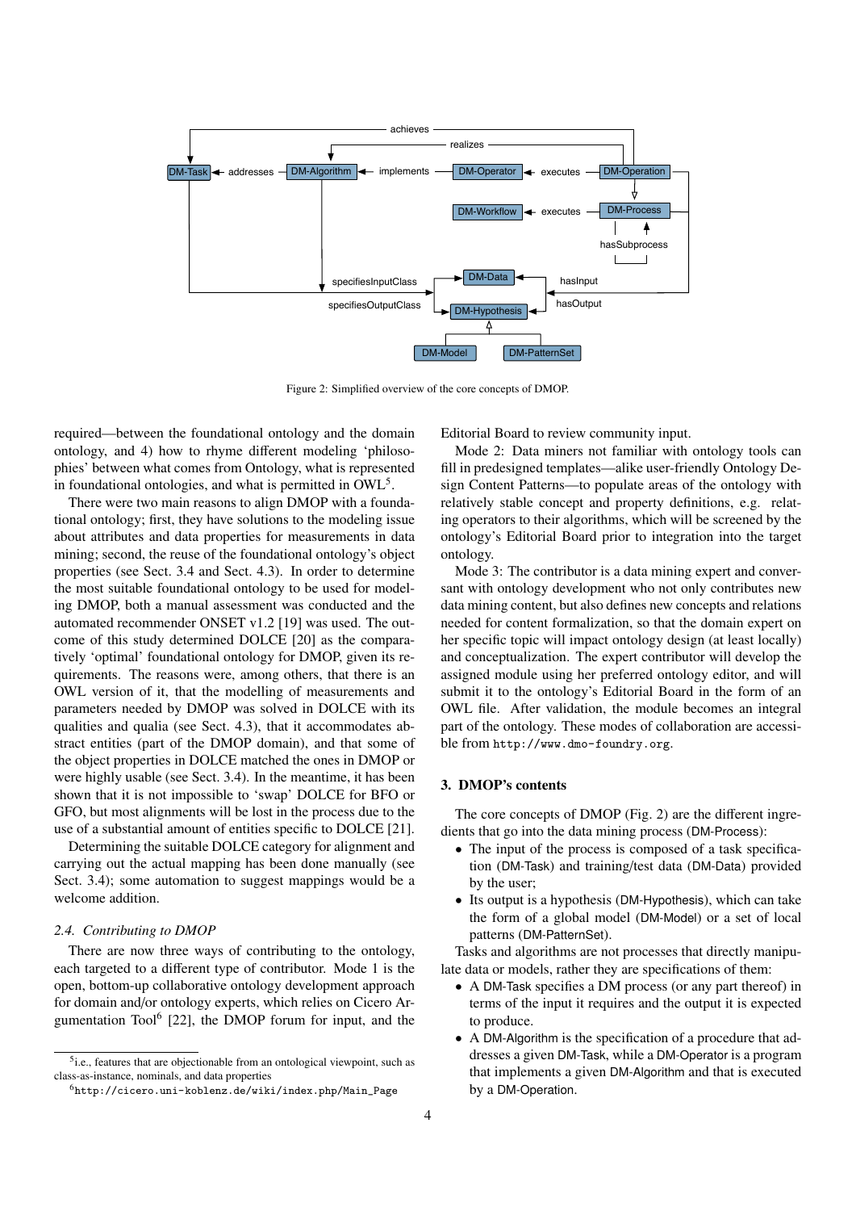Figure 2: Simplified overview of the core concepts of DMOP.

required—between the foundational ontology and the domain ontology, and 4) how to rhyme different modeling 'philosophies' between what comes from Ontology, what is represented in foundational ontologies, and what is permitted in OWL[5].

There were two main reasons to align DMOP with a foundational ontology; first, they have solutions to the modeling issue about attributes and data properties for measurements in data mining; second, the reuse of the foundational ontology's object properties (see Sect. 3.4 and Sect. 4.3). In order to determine the most suitable foundational ontology to be used for modeling DMOP, both a manual assessment was conducted and the automated recommender ONSET v1.2 [19] was used. The outcome of this study determined DOLCE [20] as the comparatively 'optimal' foundational ontology for DMOP, given its requirements. The reasons were, among others, that there is an OWL version of it, that the modelling of measurements and parameters needed by DMOP was solved in DOLCE with its qualities and qualia (see Sect. 4.3), that it accommodates abstract entities (part of the DMOP domain), and that some of the object properties in DOLCE matched the ones in DMOP or were highly usable (see Sect. 3.4). In the meantime, it has been shown that it is not impossible to 'swap' DOLCE for BFO or GFO, but most alignments will be lost in the process due to the use of a substantial amount of entities specific to DOLCE [21].

Determining the suitable DOLCE category for alignment and carrying out the actual mapping has been done manually (see Sect. 3.4); some automation to suggest mappings would be a welcome addition.

### 2.4. Contributing to DMOP

There are now three ways of contributing to the ontology, each targeted to a different type of contributor. Mode 1 is the open, bottom-up collaborative ontology development approach for domain and/or ontology experts, which relies on Cicero Argumentation Tool[6] [22], the DMOP forum for input, and the Editorial Board to review community input.

Mode 2: Data miners not familiar with ontology tools can fill in predesigned templates—alike user-friendly Ontology Design Content Patterns—to populate areas of the ontology with relatively stable concept and property definitions, e.g. relating operators to their algorithms, which will be screened by the ontology's Editorial Board prior to integration into the target ontology.

Mode 3: The contributor is a data mining expert and conversant with ontology development who not only contributes new data mining content, but also defines new concepts and relations needed for content formalization, so that the domain expert on her specific topic will impact ontology design (at least locally) and conceptualization. The expert contributor will develop the assigned module using her preferred ontology editor, and will submit it to the ontology's Editorial Board in the form of an OWL file. After validation, the module becomes an integral part of the ontology. These modes of collaboration are accessible from `http://www.dmo-foundry.org`.

## 3. DMOP's contents

The core concepts of DMOP (Fig. 2) are the different ingredients that go into the data mining process (DM-Process):

- The input of the process is composed of a task specification (DM-Task) and training/test data (DM-Data) provided by the user;
- Its output is a hypothesis (DM-Hypothesis), which can take the form of a global model (DM-Model) or a set of local patterns (DM-PatternSet).

Tasks and algorithms are not processes that directly manipulate data or models, rather they are specifications of them:

- A DM-Task specifies a DM process (or any part thereof) in terms of the input it requires and the output it is expected to produce.
- A DM-Algorithm is the specification of a procedure that addresses a given DM-Task, while a DM-Operator is a program that implements a given DM-Algorithm and that is executed by a DM-Operation.

[5] i.e., features that are objectionable from an ontological viewpoint, such as class-as-instance, nominals, and data properties

[6] `http://cicero.uni-koblenz.de/wiki/index.php/Main_Page`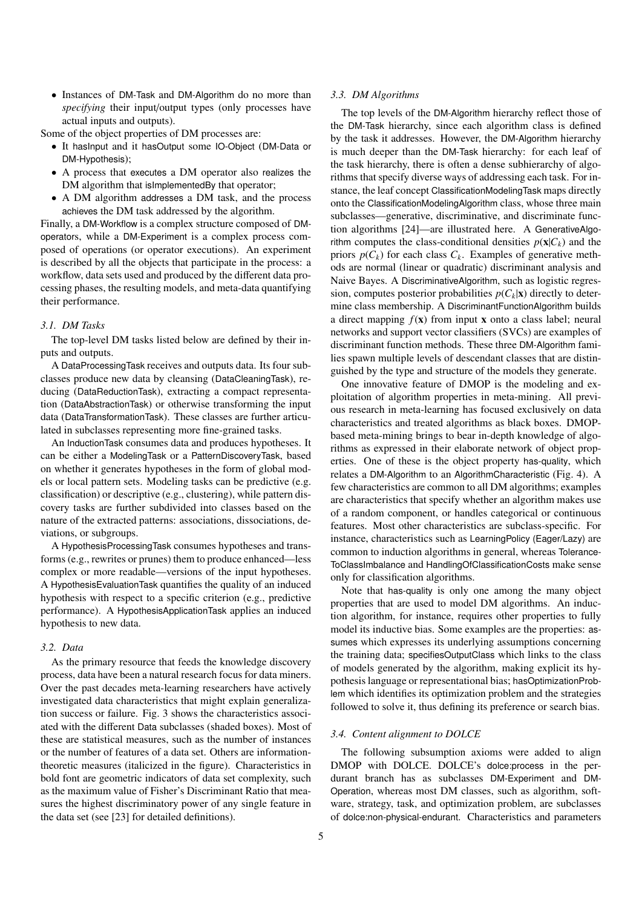- Instances of DM-Task and DM-Algorithm do no more than *specifying* their input/output types (only processes have actual inputs and outputs).

Some of the object properties of DM processes are:

- It hasInput and it hasOutput some IO-Object (DM-Data or DM-Hypothesis);
- A process that executes a DM operator also realizes the DM algorithm that isImplementedBy that operator;
- A DM algorithm addresses a DM task, and the process achieves the DM task addressed by the algorithm.

Finally, a DM-Workflow is a complex structure composed of DM-operators, while a DM-Experiment is a complex process composed of operations (or operator executions). An experiment is described by all the objects that participate in the process: a workflow, data sets used and produced by the different data processing phases, the resulting models, and meta-data quantifying their performance.

### *3.1. DM Tasks*

The top-level DM tasks listed below are defined by their inputs and outputs.

A DataProcessingTask receives and outputs data. Its four subclasses produce new data by cleansing (DataCleaningTask), reducing (DataReductionTask), extracting a compact representation (DataAbstractionTask) or otherwise transforming the input data (DataTransformationTask). These classes are further articulated in subclasses representing more fine-grained tasks.

An InductionTask consumes data and produces hypotheses. It can be either a ModelingTask or a PatternDiscoveryTask, based on whether it generates hypotheses in the form of global models or local pattern sets. Modeling tasks can be predictive (e.g. classification) or descriptive (e.g., clustering), while pattern discovery tasks are further subdivided into classes based on the nature of the extracted patterns: associations, dissociations, deviations, or subgroups.

A HypothesisProcessingTask consumes hypotheses and transforms (e.g., rewrites or prunes) them to produce enhanced—less complex or more readable—versions of the input hypotheses. A HypothesisEvaluationTask quantifies the quality of an induced hypothesis with respect to a specific criterion (e.g., predictive performance). A HypothesisApplicationTask applies an induced hypothesis to new data.

### *3.2. Data*

As the primary resource that feeds the knowledge discovery process, data have been a natural research focus for data miners. Over the past decades meta-learning researchers have actively investigated data characteristics that might explain generalization success or failure. Fig. 3 shows the characteristics associated with the different Data subclasses (shaded boxes). Most of these are statistical measures, such as the number of instances or the number of features of a data set. Others are information-theoretic measures (italicized in the figure). Characteristics in bold font are geometric indicators of data set complexity, such as the maximum value of Fisher's Discriminant Ratio that measures the highest discriminatory power of any single feature in the data set (see [23] for detailed definitions).

### *3.3. DM Algorithms*

The top levels of the DM-Algorithm hierarchy reflect those of the DM-Task hierarchy, since each algorithm class is defined by the task it addresses. However, the DM-Algorithm hierarchy is much deeper than the DM-Task hierarchy: for each leaf of the task hierarchy, there is often a dense subhierarchy of algorithms that specify diverse ways of addressing each task. For instance, the leaf concept ClassificationModelingTask maps directly onto the ClassificationModelingAlgorithm class, whose three main subclasses—generative, discriminative, and discriminate function algorithms [24]—are illustrated here. A GenerativeAlgorithm computes the class-conditional densities $p(\mathbf{x}|C_k)$ and the priors $p(C_k)$ for each class $C_k$. Examples of generative methods are normal (linear or quadratic) discriminant analysis and Naive Bayes. A DiscriminativeAlgorithm, such as logistic regression, computes posterior probabilities $p(C_k|\mathbf{x})$ directly to determine class membership. A DiscriminantFunctionAlgorithm builds a direct mapping $f(\mathbf{x})$ from input $\mathbf{x}$ onto a class label; neural networks and support vector classifiers (SVCs) are examples of discriminant function methods. These three DM-Algorithm families spawn multiple levels of descendant classes that are distinguished by the type and structure of the models they generate.

One innovative feature of DMOP is the modeling and exploitation of algorithm properties in meta-mining. All previous research in meta-learning has focused exclusively on data characteristics and treated algorithms as black boxes. DMOP-based meta-mining brings to bear in-depth knowledge of algorithms as expressed in their elaborate network of object properties. One of these is the object property has-quality, which relates a DM-Algorithm to an AlgorithmCharacteristic (Fig. 4). A few characteristics are common to all DM algorithms; examples are characteristics that specify whether an algorithm makes use of a random component, or handles categorical or continuous features. Most other characteristics are subclass-specific. For instance, characteristics such as LearningPolicy (Eager/Lazy) are common to induction algorithms in general, whereas ToleranceToClassImbalance and HandlingOfClassificationCosts make sense only for classification algorithms.

Note that has-quality is only one among the many object properties that are used to model DM algorithms. An induction algorithm, for instance, requires other properties to fully model its inductive bias. Some examples are the properties: assumes which expresses its underlying assumptions concerning the training data; specifiesOutputClass which links to the class of models generated by the algorithm, making explicit its hypothesis language or representational bias; hasOptimizationProblem which identifies its optimization problem and the strategies followed to solve it, thus defining its preference or search bias.

### *3.4. Content alignment to DOLCE*

The following subsumption axioms were added to align DMOP with DOLCE. DOLCE's dolce:process in the perdurant branch has as subclasses DM-Experiment and DM-Operation, whereas most DM classes, such as algorithm, software, strategy, task, and optimization problem, are subclasses of dolce:non-physical-endurant. Characteristics and parameters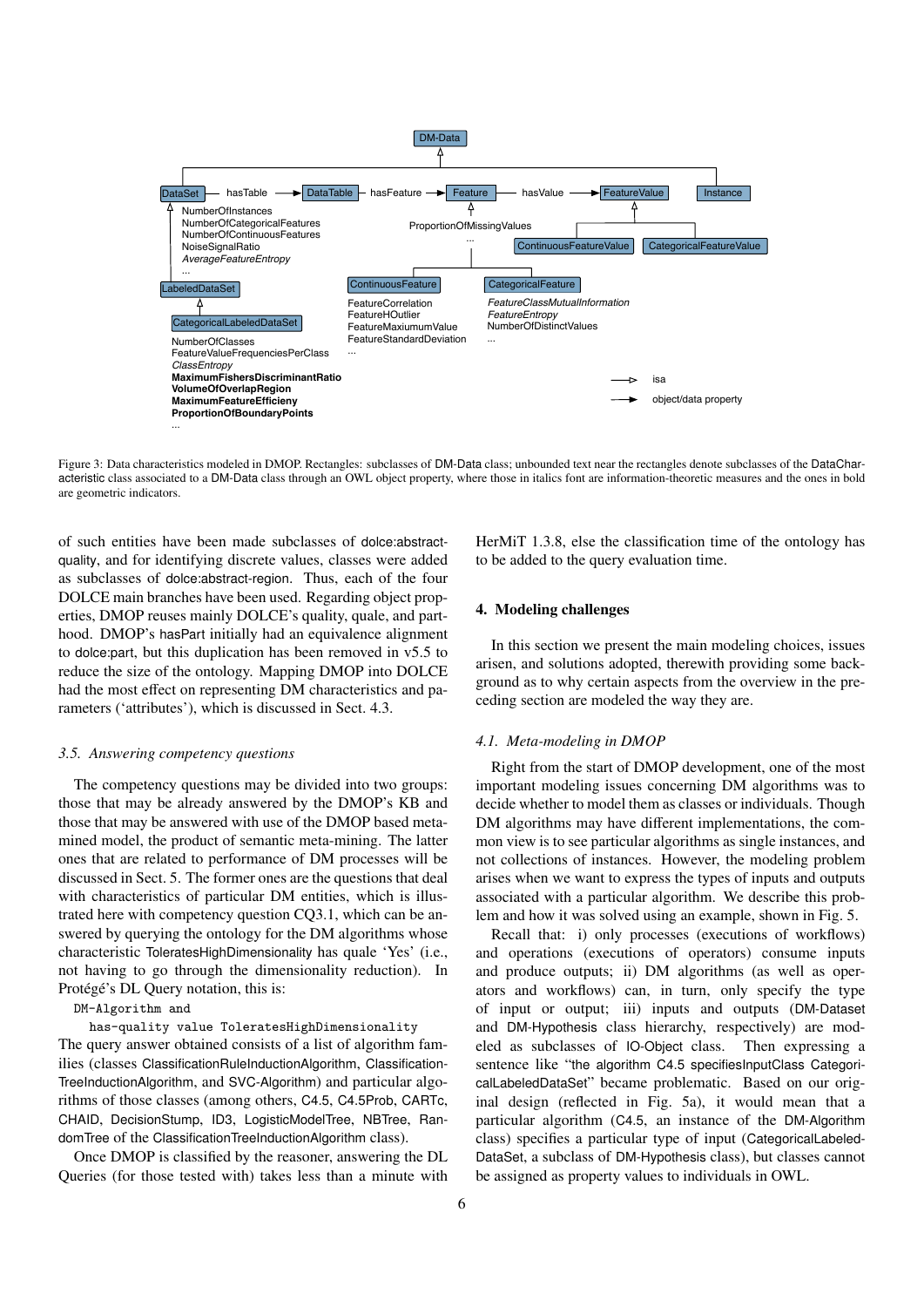Figure 3: Data characteristics modeled in DMOP. Rectangles: subclasses of DM-Data class; unbounded text near the rectangles denote subclasses of the DataCharacteristic class associated to a DM-Data class through an OWL object property, where those in italics font are information-theoretic measures and the ones in bold are geometric indicators.

of such entities have been made subclasses of dolce:abstract-quality, and for identifying discrete values, classes were added as subclasses of dolce:abstract-region. Thus, each of the four DOLCE main branches have been used. Regarding object properties, DMOP reuses mainly DOLCE's quality, quale, and parthood. DMOP's hasPart initially had an equivalence alignment to dolce:part, but this duplication has been removed in v5.5 to reduce the size of the ontology. Mapping DMOP into DOLCE had the most effect on representing DM characteristics and parameters ('attributes'), which is discussed in Sect. 4.3.

### 3.5. Answering competency questions

The competency questions may be divided into two groups: those that may be already answered by the DMOP's KB and those that may be answered with use of the DMOP based meta-mined model, the product of semantic meta-mining. The latter ones that are related to performance of DM processes will be discussed in Sect. 5. The former ones are the questions that deal with characteristics of particular DM entities, which is illustrated here with competency question CQ3.1, which can be answered by querying the ontology for the DM algorithms whose characteristic ToleratesHighDimensionality has quale 'Yes' (i.e., not having to go through the dimensionality reduction). In Protégé's DL Query notation, this is:

```
DM-Algorithm and
   has-quality value ToleratesHighDimensionality
```

The query answer obtained consists of a list of algorithm families (classes ClassificationRuleInductionAlgorithm, ClassificationTreeInductionAlgorithm, and SVC-Algorithm) and particular algorithms of those classes (among others, C4.5, C4.5Prob, CARTc, CHAID, DecisionStump, ID3, LogisticModelTree, NBTree, RandomTree of the ClassificationTreeInductionAlgorithm class).

Once DMOP is classified by the reasoner, answering the DL Queries (for those tested with) takes less than a minute with HerMiT 1.3.8, else the classification time of the ontology has to be added to the query evaluation time.

## 4. Modeling challenges

In this section we present the main modeling choices, issues arisen, and solutions adopted, therewith providing some background as to why certain aspects from the overview in the preceding section are modeled the way they are.

### 4.1. Meta-modeling in DMOP

Right from the start of DMOP development, one of the most important modeling issues concerning DM algorithms was to decide whether to model them as classes or individuals. Though DM algorithms may have different implementations, the common view is to see particular algorithms as single instances, and not collections of instances. However, the modeling problem arises when we want to express the types of inputs and outputs associated with a particular algorithm. We describe this problem and how it was solved using an example, shown in Fig. 5.

Recall that: i) only processes (executions of workflows) and operations (executions of operators) consume inputs and produce outputs; ii) DM algorithms (as well as operators and workflows) can, in turn, only specify the type of input or output; iii) inputs and outputs (DM-Dataset and DM-Hypothesis class hierarchy, respectively) are modeled as subclasses of IO-Object class. Then expressing a sentence like "the algorithm C4.5 specifiesInputClass CategoricalLabeledDataSet" became problematic. Based on our original design (reflected in Fig. 5a), it would mean that a particular algorithm (C4.5, an instance of the DM-Algorithm class) specifies a particular type of input (CategoricalLabeledDataSet, a subclass of DM-Hypothesis class), but classes cannot be assigned as property values to individuals in OWL.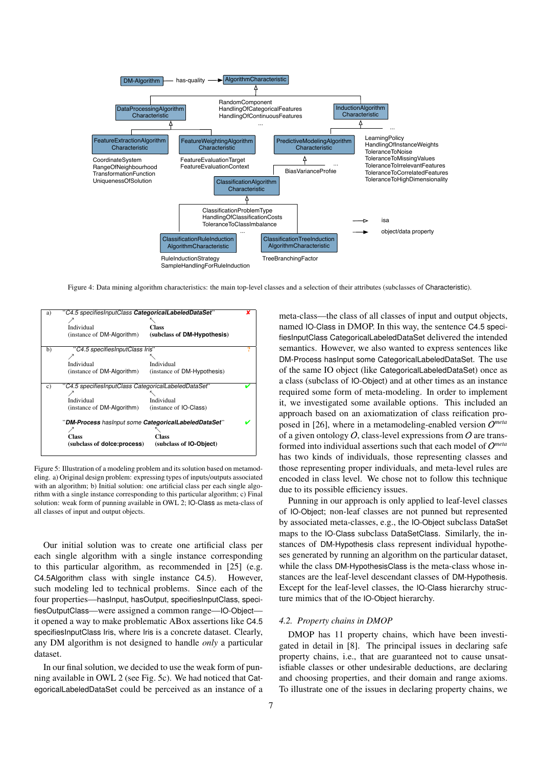Figure 4: Data mining algorithm characteristics: the main top-level classes and a selection of their attributes (subclasses of Characteristic).

Figure 5: Illustration of a modeling problem and its solution based on metamodeling. a) Original design problem: expressing types of inputs/outputs associated with an algorithm; b) Initial solution: one artificial class per each single algorithm with a single instance corresponding to this particular algorithm; c) Final solution: weak form of punning available in OWL 2; IO-Class as meta-class of all classes of input and output objects.

Our initial solution was to create one artificial class per each single algorithm with a single instance corresponding to this particular algorithm, as recommended in [25] (e.g. C4.5Algorithm class with single instance C4.5). However, such modeling led to technical problems. Since each of the four properties—hasInput, hasOutput, specifiesInputClass, specifiesOutputClass—were assigned a common range—IO-Object—it opened a way to make problematic ABox assertions like C4.5 specifiesInputClass Iris, where Iris is a concrete dataset. Clearly, any DM algorithm is not designed to handle *only* a particular dataset.

In our final solution, we decided to use the weak form of punning available in OWL 2 (see Fig. 5c). We had noticed that CategoricalLabeledDataSet could be perceived as an instance of a meta-class—the class of all classes of input and output objects, named IO-Class in DMOP. In this way, the sentence C4.5 specifiesInputClass CategoricalLabeledDataSet delivered the intended semantics. However, we also wanted to express sentences like DM-Process hasInput some CategoricalLabeledDataSet. The use of the same IO object (like CategoricalLabeledDataSet) once as a class (subclass of IO-Object) and at other times as an instance required some form of meta-modeling. In order to implement it, we investigated some available options. This included an approach based on an axiomatization of class reification proposed in [26], where in a metamodeling-enabled version $O^{meta}$ of a given ontology $O$, class-level expressions from $O$ are transformed into individual assertions such that each model of $O^{meta}$ has two kinds of individuals, those representing classes and those representing proper individuals, and meta-level rules are encoded in class level. We chose not to follow this technique due to its possible efficiency issues.

Punning in our approach is only applied to leaf-level classes of IO-Object; non-leaf classes are not punned but represented by associated meta-classes, e.g., the IO-Object subclass DataSet maps to the IO-Class subclass DataSetClass. Similarly, the instances of DM-Hypothesis class represent individual hypotheses generated by running an algorithm on the particular dataset, while the class DM-HypothesisClass is the meta-class whose instances are the leaf-level descendant classes of DM-Hypothesis. Except for the leaf-level classes, the IO-Class hierarchy structure mimics that of the IO-Object hierarchy.

### *4.2. Property chains in DMOP*

DMOP has 11 property chains, which have been investigated in detail in [8]. The principal issues in declaring safe property chains, i.e., that are guaranteed not to cause unsatisfiable classes or other undesirable deductions, are declaring and choosing properties, and their domain and range axioms. To illustrate one of the issues in declaring property chains, we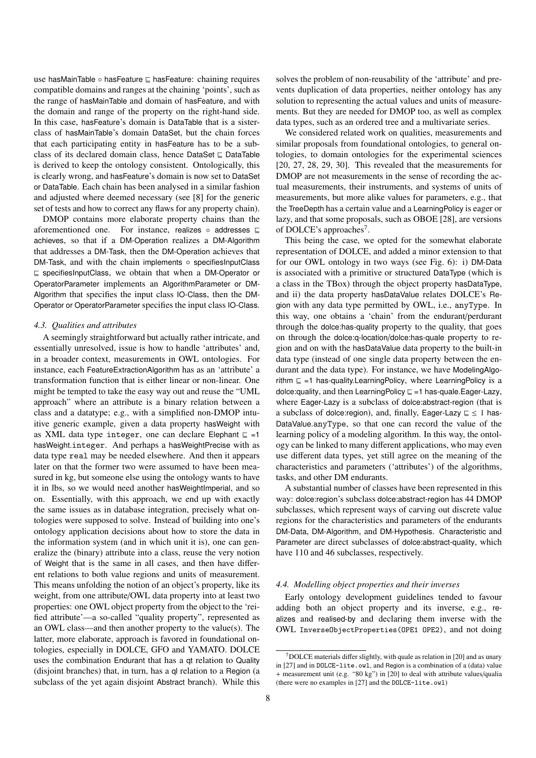use hasMainTable ∘ hasFeature ⊑ hasFeature: chaining requires compatible domains and ranges at the chaining 'points', such as the range of hasMainTable and domain of hasFeature, and with the domain and range of the property on the right-hand side. In this case, hasFeature's domain is DataTable that is a sister-class of hasMainTable's domain DataSet, but the chain forces that each participating entity in hasFeature has to be a subclass of its declared domain class, hence DataSet ⊑ DataTable is derived to keep the ontology consistent. Ontologically, this is clearly wrong, and hasFeature's domain is now set to DataSet or DataTable. Each chain has been analysed in a similar fashion and adjusted where deemed necessary (see [8] for the generic set of tests and how to correct any flaws for any property chain).

DMOP contains more elaborate property chains than the aforementioned one. For instance, realizes ∘ addresses ⊑ achieves, so that if a DM-Operation realizes a DM-Algorithm that addresses a DM-Task, then the DM-Operation achieves that DM-Task, and with the chain implements ∘ specifiesInputClass ⊑ specifiesInputClass, we obtain that when a DM-Operator or OperatorParameter implements an AlgorithmParameter or DM-Algorithm that specifies the input class IO-Class, then the DM-Operator or OperatorParameter specifies the input class IO-Class.

### 4.3. Qualities and attributes

A seemingly straightforward but actually rather intricate, and essentially unresolved, issue is how to handle 'attributes' and, in a broader context, measurements in OWL ontologies. For instance, each FeatureExtractionAlgorithm has as an 'attribute' a transformation function that is either linear or non-linear. One might be tempted to take the easy way out and reuse the "UML approach" where an attribute is a binary relation between a class and a datatype; e.g., with a simplified non-DMOP intuitive generic example, given a data property hasWeight with as XML data type `integer`, one can declare Elephant ⊑ =1 hasWeight.`integer`. And perhaps a hasWeightPrecise with as data type `real` may be needed elsewhere. And then it appears later on that the former two were assumed to have been measured in kg, but someone else using the ontology wants to have it in lbs, so we would need another hasWeightImperial, and so on. Essentially, with this approach, we end up with exactly the same issues as in database integration, precisely what ontologies were supposed to solve. Instead of building into one's ontology application decisions about how to store the data in the information system (and in which unit it is), one can generalize the (binary) attribute into a class, reuse the very notion of Weight that is the same in all cases, and then have different relations to both value regions and units of measurement. This means unfolding the notion of an object's property, like its weight, from one attribute/OWL data property into at least two properties: one OWL object property from the object to the 'reified attribute'—a so-called "quality property", represented as an OWL class—and then another property to the value(s). The latter, more elaborate, approach is favored in foundational ontologies, especially in DOLCE, GFO and YAMATO. DOLCE uses the combination Endurant that has a qt relation to Quality (disjoint branches) that, in turn, has a ql relation to a Region (a subclass of the yet again disjoint Abstract branch). While this solves the problem of non-reusability of the 'attribute' and prevents duplication of data properties, neither ontology has any solution to representing the actual values and units of measurements. But they are needed for DMOP too, as well as complex data types, such as an ordered tree and a multivariate series.

We considered related work on qualities, measurements and similar proposals from foundational ontologies, to general ontologies, to domain ontologies for the experimental sciences [20, 27, 28, 29, 30]. This revealed that the measurements for DMOP are not measurements in the sense of recording the actual measurements, their instruments, and systems of units of measurements, but more alike values for parameters, e.g., that the TreeDepth has a certain value and a LearningPolicy is eager or lazy, and that some proposals, such as OBOE [28], are versions of DOLCE's approaches[7].

This being the case, we opted for the somewhat elaborate representation of DOLCE, and added a minor extension to that for our OWL ontology in two ways (see Fig. 6): i) DM-Data is associated with a primitive or structured DataType (which is a class in the TBox) through the object property hasDataType, and ii) the data property hasDataValue relates DOLCE's Region with any data type permitted by OWL, i.e., `anyType`. In this way, one obtains a 'chain' from the endurant/perdurant through the dolce:has-quality property to the quality, that goes on through the dolce:q-location/dolce:has-quale property to region and on with the hasDataValue data property to the built-in data type (instead of one single data property between the endurant and the data type). For instance, we have ModelingAlgorithm ⊑ =1 has-quality.LearningPolicy, where LearningPolicy is a dolce:quality, and then LearningPolicy ⊑ =1 has-quale.Eager-Lazy, where Eager-Lazy is a subclass of dolce:abstract-region (that is a subclass of dolce:region), and, finally, Eager-Lazy ⊑ ≤ 1 hasDataValue.`anyType`, so that one can record the value of the learning policy of a modeling algorithm. In this way, the ontology can be linked to many different applications, who may even use different data types, yet still agree on the meaning of the characteristics and parameters ('attributes') of the algorithms, tasks, and other DM endurants.

A substantial number of classes have been represented in this way: dolce:region's subclass dolce:abstract-region has 44 DMOP subclasses, which represent ways of carving out discrete value regions for the characteristics and parameters of the endurants DM-Data, DM-Algorithm, and DM-Hypothesis. Characteristic and Parameter are direct subclasses of dolce:abstract-quality, which have 110 and 46 subclasses, respectively.

### 4.4. Modelling object properties and their inverses

Early ontology development guidelines tended to favour adding both an object property and its inverse, e.g., realizes and realised-by and declaring them inverse with the OWL `InverseObjectProperties(OPE1 OPE2)`, and not doing

[7] DOLCE materials differ slightly, with quale as relation in [20] and as unary in [27] and in `DOLCE-lite.owl`, and Region is a combination of a (data) value + measurement unit (e.g. "80 kg") in [20] to deal with attribute values/qualia (there were no examples in [27] and the `DOLCE-lite.owl`)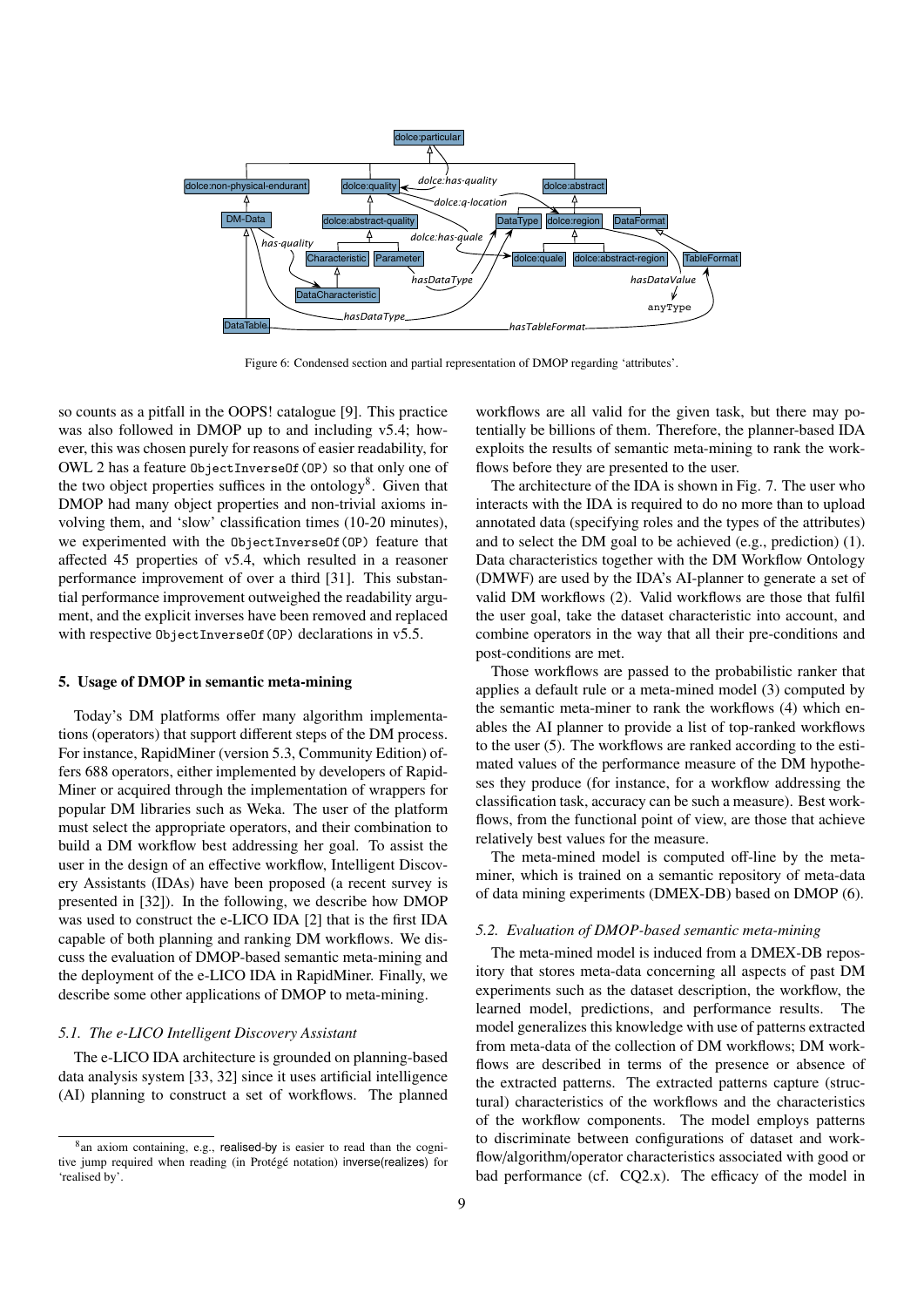Figure 6: Condensed section and partial representation of DMOP regarding 'attributes'.

so counts as a pitfall in the OOPS! catalogue [9]. This practice was also followed in DMOP up to and including v5.4; however, this was chosen purely for reasons of easier readability, for OWL 2 has a feature `ObjectInverseOf(OP)` so that only one of the two object properties suffices in the ontology[8]. Given that DMOP had many object properties and non-trivial axioms involving them, and 'slow' classification times (10-20 minutes), we experimented with the `ObjectInverseOf(OP)` feature that affected 45 properties of v5.4, which resulted in a reasoner performance improvement of over a third [31]. This substantial performance improvement outweighed the readability argument, and the explicit inverses have been removed and replaced with respective `ObjectInverseOf(OP)` declarations in v5.5.

## 5. Usage of DMOP in semantic meta-mining

Today's DM platforms offer many algorithm implementations (operators) that support different steps of the DM process. For instance, RapidMiner (version 5.3, Community Edition) offers 688 operators, either implemented by developers of RapidMiner or acquired through the implementation of wrappers for popular DM libraries such as Weka. The user of the platform must select the appropriate operators, and their combination to build a DM workflow best addressing her goal. To assist the user in the design of an effective workflow, Intelligent Discovery Assistants (IDAs) have been proposed (a recent survey is presented in [32]). In the following, we describe how DMOP was used to construct the e-LICO IDA [2] that is the first IDA capable of both planning and ranking DM workflows. We discuss the evaluation of DMOP-based semantic meta-mining and the deployment of the e-LICO IDA in RapidMiner. Finally, we describe some other applications of DMOP to meta-mining.

### 5.1. The e-LICO Intelligent Discovery Assistant

The e-LICO IDA is grounded on planning-based data analysis system [33, 32] since it uses artificial intelligence (AI) planning to construct a set of workflows. The planned workflows are all valid for the given task, but there may potentially be billions of them. Therefore, the planner-based IDA exploits the results of semantic meta-mining to rank the workflows before they are presented to the user.

The architecture of the IDA is shown in Fig. 7. The user who interacts with the IDA is required to do no more than to upload annotated data (specifying roles and the types of the attributes) and to select the DM goal to be achieved (e.g., prediction) (1). Data characteristics together with the DM Workflow Ontology (DMWF) are used by the IDA's AI-planner to generate a set of valid DM workflows (2). Valid workflows are those that fulfil the user goal, take the dataset characteristic into account, and combine operators in the way that all their pre-conditions and post-conditions are met.

Those workflows are passed to the probabilistic ranker that applies a default rule or a meta-mined model (3) computed by the semantic meta-miner to rank the workflows (4) which enables the AI planner to provide a list of top-ranked workflows to the user (5). The workflows are ranked according to the estimated values of the performance measure of the DM hypotheses they produce (for instance, for a workflow addressing the classification task, accuracy can be such a measure). Best workflows, from the functional point of view, are those that achieve relatively best values for the measure.

The meta-mined model is computed off-line by the meta-miner, which is trained on a semantic repository of meta-data of data mining experiments (DMEX-DB) based on DMOP (6).

### 5.2. Evaluation of DMOP-based semantic meta-mining

The meta-mined model is induced from a DMEX-DB repository that stores meta-data concerning all aspects of past DM experiments such as the dataset description, the workflow, the learned model, predictions, and performance results. The model generalizes this knowledge with use of patterns extracted from meta-data of the collection of DM workflows; DM workflows are described in terms of the presence or absence of the extracted patterns. The extracted patterns capture (structural) characteristics of the workflows and the characteristics of the workflow components. The model employs patterns to discriminate between configurations of dataset and workflow/algorithm/operator characteristics associated with good or bad performance (cf. CQ2.x). The efficacy of the model in

[8] an axiom containing, e.g., realised-by is easier to read than the cognitive jump required when reading (in Protégé notation) inverse(realizes) for 'realised by'.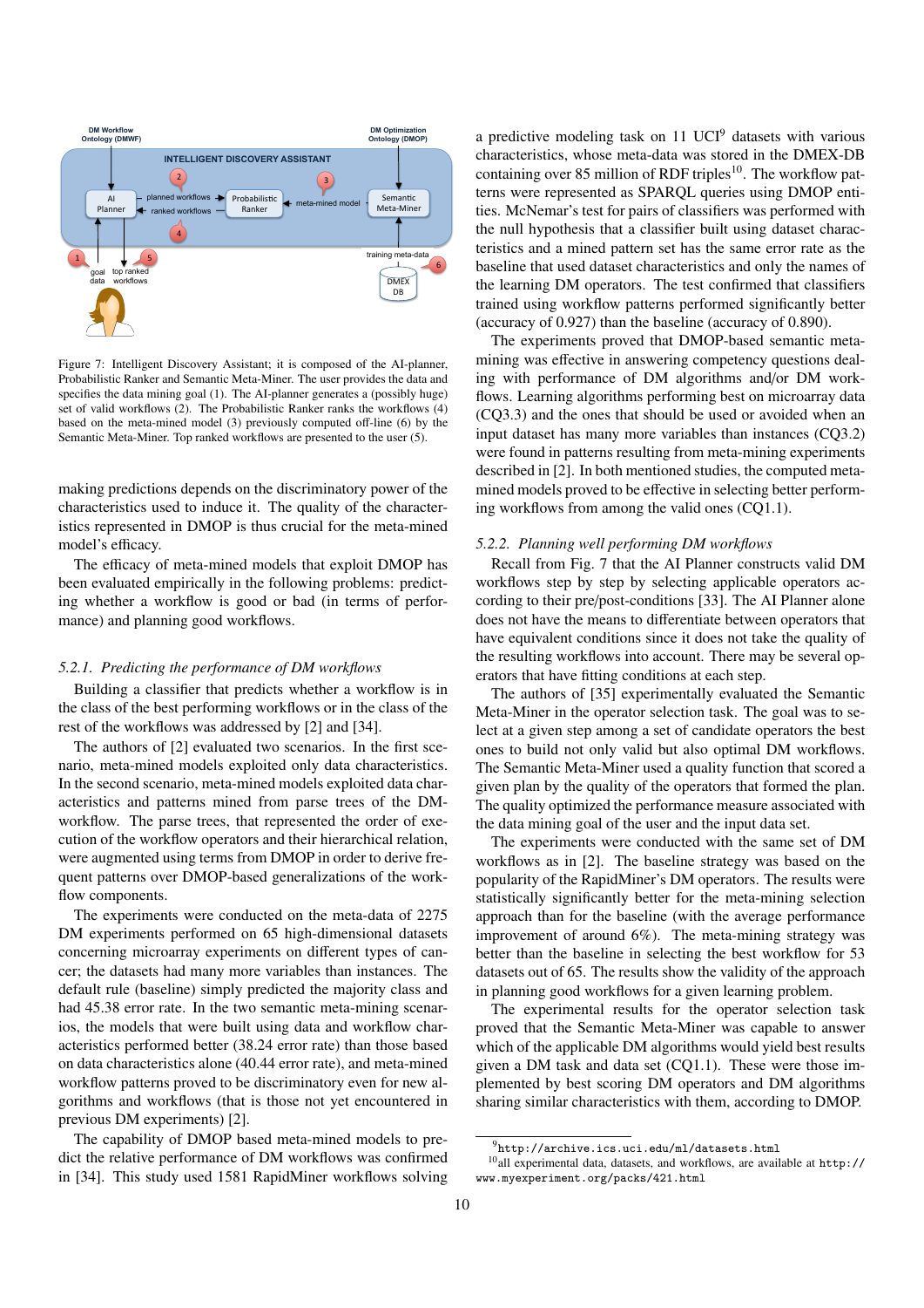Figure 7: Intelligent Discovery Assistant; it is composed of the AI-planner, Probabilistic Ranker and Semantic Meta-Miner. The user provides the data and specifies the data mining goal (1). The AI-planner generates a (possibly huge) set of valid workflows (2). The Probabilistic Ranker ranks the workflows (4) based on the meta-mined model (3) previously computed off-line (6) by the Semantic Meta-Miner. Top ranked workflows are presented to the user (5).

making predictions depends on the discriminatory power of the characteristics used to induce it. The quality of the characteristics represented in DMOP is thus crucial for the meta-mined model's efficacy.

The efficacy of meta-mined models that exploit DMOP has been evaluated empirically in the following problems: predicting whether a workflow is good or bad (in terms of performance) and planning good workflows.

### *5.2.1. Predicting the performance of DM workflows*

Building a classifier that predicts whether a workflow is in the class of the best performing workflows or in the class of the rest of the workflows was addressed by [2] and [34].

The authors of [2] evaluated two scenarios. In the first scenario, meta-mined models exploited only data characteristics. In the second scenario, meta-mined models exploited data characteristics and patterns mined from parse trees of the DM-workflow. The parse trees, that represented the order of execution of the workflow operators and their hierarchical relation, were augmented using terms from DMOP in order to derive frequent patterns over DMOP-based generalizations of the workflow components.

The experiments were conducted on the meta-data of 2275 DM experiments performed on 65 high-dimensional datasets concerning microarray experiments on different types of cancer; the datasets had many more variables than instances. The default rule (baseline) simply predicted the majority class and had 45.38 error rate. In the two semantic meta-mining scenarios, the models that were built using data and workflow characteristics performed better (38.24 error rate) than those based on data characteristics alone (40.44 error rate), and meta-mined workflow patterns proved to be discriminatory even for new algorithms and workflows (that is those not yet encountered in previous DM experiments) [2].

The capability of DMOP based meta-mined models to predict the relative performance of DM workflows was confirmed in [34]. This study used 1581 RapidMiner workflows solving a predictive modeling task on 11 UCI[9] datasets with various characteristics, whose meta-data was stored in the DMEX-DB containing over 85 million of RDF triples[10]. The workflow patterns were represented as SPARQL queries using DMOP entities. McNemar's test for pairs of classifiers was performed with the null hypothesis that a classifier built using dataset characteristics and a mined pattern set has the same error rate as the baseline that used dataset characteristics and only the names of the learning DM operators. The test confirmed that classifiers trained using workflow patterns performed significantly better (accuracy of 0.927) than the baseline (accuracy of 0.890).

The experiments proved that DMOP-based semantic meta-mining was effective in answering competency questions dealing with performance of DM algorithms and/or DM workflows. Learning algorithms performing best on microarray data (CQ3.3) and the ones that should be used or avoided when an input dataset has many more variables than instances (CQ3.2) were found in patterns resulting from meta-mining experiments described in [2]. In both mentioned studies, the computed meta-mined models proved to be effective in selecting better performing workflows from among the valid ones (CQ1.1).

### *5.2.2. Planning well performing DM workflows*

Recall from Fig. 7 that the AI Planner constructs valid DM workflows step by step by selecting applicable operators according to their pre/post-conditions [33]. The AI Planner alone does not have the means to differentiate between operators that have equivalent conditions since it does not take the quality of the resulting workflows into account. There may be several operators that have fitting conditions at each step.

The authors of [35] experimentally evaluated the Semantic Meta-Miner in the operator selection task. The goal was to select at a given step among a set of candidate operators the best ones to build not only valid but also optimal DM workflows. The Semantic Meta-Miner used a quality function that scored a given plan by the quality of the operators that formed the plan. The quality optimized the performance measure associated with the data mining goal of the user and the input data set.

The experiments were conducted with the same set of DM workflows as in [2]. The baseline strategy was based on the popularity of the RapidMiner's DM operators. The results were statistically significantly better for the meta-mining selection approach than for the baseline (with the average performance improvement of around 6%). The meta-mining strategy was better than the baseline in selecting the best workflow for 53 datasets out of 65. The results show the validity of the approach in planning good workflows for a given learning problem.

The experimental results for the operator selection task proved that the Semantic Meta-Miner was capable to answer which of the applicable DM algorithms would yield best results given a DM task and data set (CQ1.1). These were those implemented by best scoring DM operators and DM algorithms sharing similar characteristics with them, according to DMOP.

[9] `http://archive.ics.uci.edu/ml/datasets.html`

[10] all experimental data, datasets, and workflows, are available at `http://www.myexperiment.org/packs/421.html`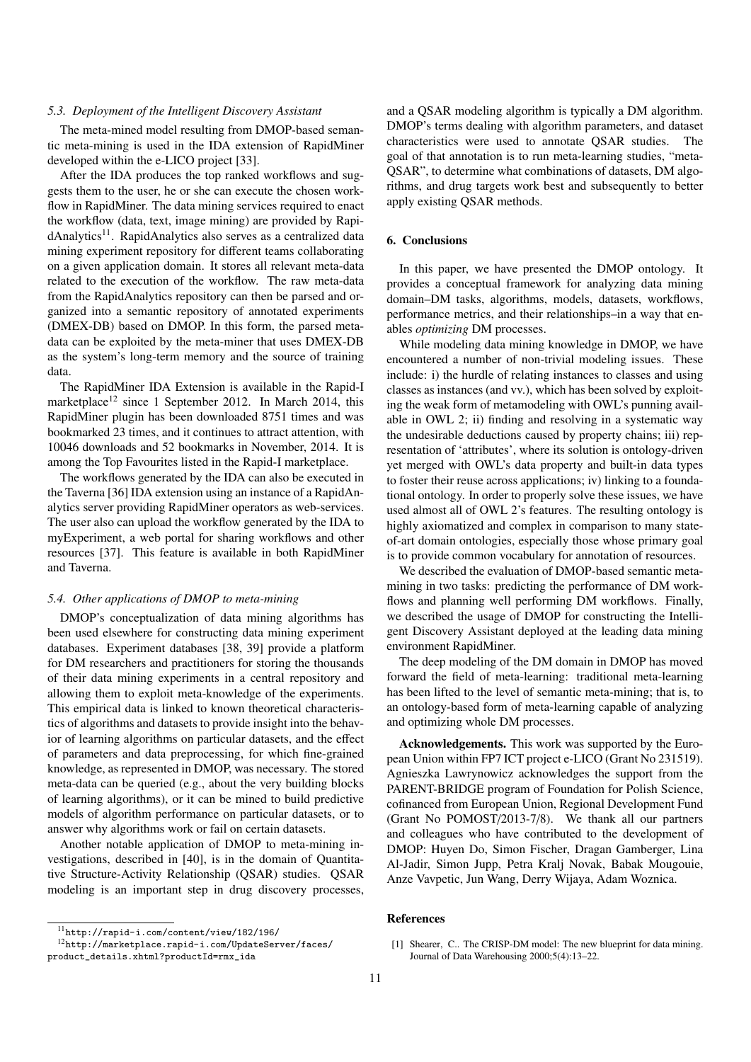### 5.3. Deployment of the Intelligent Discovery Assistant

The meta-mined model resulting from DMOP-based semantic meta-mining is used in the IDA extension of RapidMiner developed within the e-LICO project [33].

After the IDA produces the top ranked workflows and suggests them to the user, he or she can execute the chosen workflow in RapidMiner. The data mining services required to enact the workflow (data, text, image mining) are provided by RapidAnalytics[11]. RapidAnalytics also serves as a centralized data mining experiment repository for different teams collaborating on a given application domain. It stores all relevant meta-data related to the execution of the workflow. The raw meta-data from the RapidAnalytics repository can then be parsed and organized into a semantic repository of annotated experiments (DMEX-DB) based on DMOP. In this form, the parsed meta-data can be exploited by the meta-miner that uses DMEX-DB as the system's long-term memory and the source of training data.

The RapidMiner IDA Extension is available in the Rapid-I marketplace[12] since 1 September 2012. In March 2014, this RapidMiner plugin has been downloaded 8751 times and was bookmarked 23 times, and it continues to attract attention, with 10046 downloads and 52 bookmarks in November, 2014. It is among the Top Favourites listed in the Rapid-I marketplace.

The workflows generated by the IDA can also be executed in the Taverna [36] IDA extension using an instance of a RapidAnalytics server providing RapidMiner operators as web-services. The user also can upload the workflow generated by the IDA to myExperiment, a web portal for sharing workflows and other resources [37]. This feature is available in both RapidMiner and Taverna.

### 5.4. Other applications of DMOP to meta-mining

DMOP's conceptualization of data mining algorithms has been used elsewhere for constructing data mining experiment databases. Experiment databases [38, 39] provide a platform for DM researchers and practitioners for storing the thousands of their data mining experiments in a central repository and allowing them to exploit meta-knowledge of the experiments. This empirical data is linked to known theoretical characteristics of algorithms and datasets to provide insight into the behavior of learning algorithms on particular datasets, and the effect of parameters and data preprocessing, for which fine-grained knowledge, as represented in DMOP, was necessary. The stored meta-data can be queried (e.g., about the very building blocks of learning algorithms), or it can be mined to build predictive models of algorithm performance on particular datasets, or to answer why algorithms work or fail on certain datasets.

Another notable application of DMOP to meta-mining investigations, described in [40], is in the domain of Quantitative Structure-Activity Relationship (QSAR) studies. QSAR modeling is an important step in drug discovery processes, and a QSAR modeling algorithm is typically a DM algorithm. DMOP's terms dealing with algorithm parameters, and dataset characteristics were used to annotate QSAR studies. The goal of that annotation is to run meta-learning studies, "meta-QSAR", to determine what combinations of datasets, DM algorithms, and drug targets work best and subsequently to better apply existing QSAR methods.

## 6. Conclusions

In this paper, we have presented the DMOP ontology. It provides a conceptual framework for analyzing data mining domain–DM tasks, algorithms, models, datasets, workflows, performance metrics, and their relationships–in a way that enables *optimizing* DM processes.

While modeling data mining knowledge in DMOP, we have encountered a number of non-trivial modeling issues. These include: i) the hurdle of relating instances to classes and using classes as instances (and vv.), which has been solved by exploiting the weak form of metamodeling with OWL's punning available in OWL 2; ii) finding and resolving in a systematic way the undesirable deductions caused by property chains; iii) representation of 'attributes', where its solution is ontology-driven yet merged with OWL's data property and built-in data types to foster their reuse across applications; iv) linking to a foundational ontology. In order to properly solve these issues, we have used almost all of OWL 2's features. The resulting ontology is highly axiomatized and complex in comparison to many state-of-art domain ontologies, especially those whose primary goal is to provide common vocabulary for annotation of resources.

We described the evaluation of DMOP-based semantic meta-mining in two tasks: predicting the performance of DM workflows and planning well performing DM workflows. Finally, we described the usage of DMOP for constructing the Intelligent Discovery Assistant deployed at the leading data mining environment RapidMiner.

The deep modeling of the DM domain in DMOP has moved forward the field of meta-learning: traditional meta-learning has been lifted to the level of semantic meta-mining; that is, to an ontology-based form of meta-learning capable of analyzing and optimizing whole DM processes.

**Acknowledgements.** This work was supported by the European Union within FP7 ICT project e-LICO (Grant No 231519). Agnieszka Lawrynowicz acknowledges the support from the PARENT-BRIDGE program of Foundation for Polish Science, cofinanced from European Union, Regional Development Fund (Grant No POMOST/2013-7/8). We thank all our partners and colleagues who have contributed to the development of DMOP: Huyen Do, Simon Fischer, Dragan Gamberger, Lina Al-Jadir, Simon Jupp, Petra Kralj Novak, Babak Mougouie, Anze Vavpetic, Jun Wang, Derry Wijaya, Adam Woznica.

## References

[1] Shearer, C.. The CRISP-DM model: The new blueprint for data mining. Journal of Data Warehousing 2000;5(4):13–22.

---

[11] http://rapid-i.com/content/view/182/196/

[12] http://marketplace.rapid-i.com/UpdateServer/faces/product_details.xhtml?productId=rmx_ida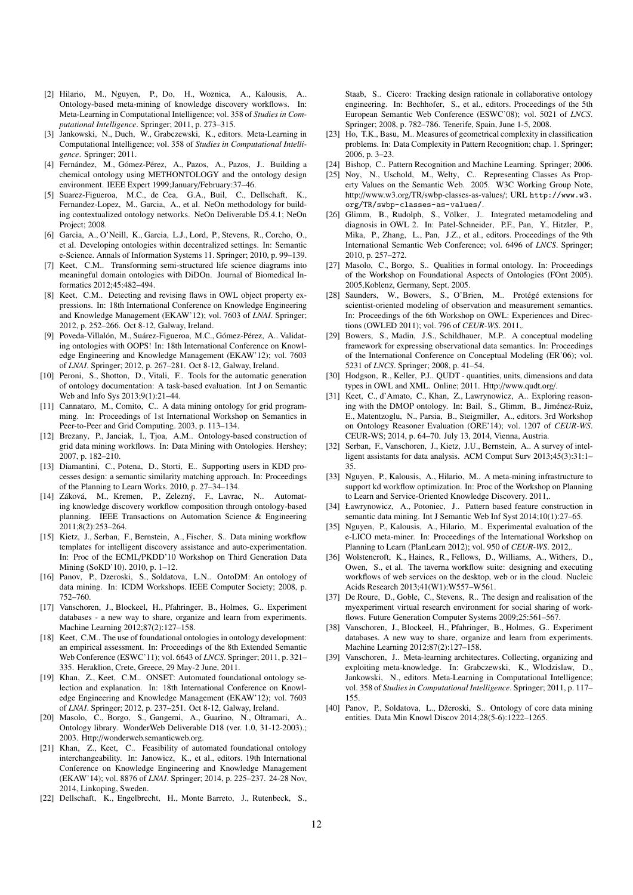[2] Hilario, M., Nguyen, P., Do, H., Woznica, A., Kalousis, A.. Ontology-based meta-mining of knowledge discovery workflows. In: Meta-Learning in Computational Intelligence; vol. 358 of *Studies in Computational Intelligence*. Springer; 2011, p. 273–315.

[3] Jankowski, N., Duch, W., Grabczewski, K., editors. Meta-Learning in Computational Intelligence; vol. 358 of *Studies in Computational Intelligence*. Springer; 2011.

[4] Fernández, M., Gómez-Pérez, A., Pazos, A., Pazos, J.. Building a chemical ontology using METHONTOLOGY and the ontology design environment. IEEE Expert 1999;January/February:37–46.

[5] Suarez-Figueroa, M.C., de Cea, G.A., Buil, C., Dellschaft, K., Fernandez-Lopez, M., Garcia, A., et al. NeOn methodology for building contextualized ontology networks. NeOn Deliverable D5.4.1; NeOn Project; 2008.

[6] Garcia, A., O'Neill, K., Garcia, L.J., Lord, P., Stevens, R., Corcho, O., et al. Developing ontologies within decentralized settings. In: Semantic e-Science. Annals of Information Systems 11. Springer; 2010, p. 99–139.

[7] Keet, C.M.. Transforming semi-structured life science diagrams into meaningful domain ontologies with DiDOn. Journal of Biomedical Informatics 2012;45:482–494.

[8] Keet, C.M.. Detecting and revising flaws in OWL object property expressions. In: 18th International Conference on Knowledge Engineering and Knowledge Management (EKAW'12); vol. 7603 of *LNAI*. Springer; 2012, p. 252–266. Oct 8-12, Galway, Ireland.

[9] Poveda-Villalón, M., Suárez-Figueroa, M.C., Gómez-Pérez, A.. Validating ontologies with OOPS! In: 18th International Conference on Knowledge Engineering and Knowledge Management (EKAW'12); vol. 7603 of *LNAI*. Springer; 2012, p. 267–281. Oct 8-12, Galway, Ireland.

[10] Peroni, S., Shotton, D., Vitali, F.. Tools for the automatic generation of ontology documentation: A task-based evaluation. Int J on Semantic Web and Info Sys 2013;9(1):21–44.

[11] Cannataro, M., Comito, C.. A data mining ontology for grid programming. In: Proceedings of 1st International Workshop on Semantics in Peer-to-Peer and Grid Computing. 2003, p. 113–134.

[12] Brezany, P., Janciak, I., Tjoa, A.M.. Ontology-based construction of grid data mining workflows. In: Data Mining with Ontologies. Hershey; 2007, p. 182–210.

[13] Diamantini, C., Potena, D., Storti, E.. Supporting users in KDD processes design: a semantic similarity matching approach. In: Proceedings of the Planning to Learn Works. 2010, p. 27–34–134.

[14] Záková, M., Kremen, P., Zelezný, F., Lavrac, N.. Automating knowledge discovery workflow composition through ontology-based planning. IEEE Transactions on Automation Science & Engineering 2011;8(2):253–264.

[15] Kietz, J., Serban, F., Bernstein, A., Fischer, S.. Data mining workflow templates for intelligent discovery assistance and auto-experimentation. In: Proc of the ECML/PKDD'10 Workshop on Third Generation Data Mining (SoKD'10). 2010, p. 1–12.

[16] Panov, P., Dzeroski, S., Soldatova, L.N.. OntoDM: An ontology of data mining. In: ICDM Workshops. IEEE Computer Society; 2008, p. 752–760.

[17] Vanschoren, J., Blockeel, H., Pfahringer, B., Holmes, G.. Experiment databases - a new way to share, organize and learn from experiments. Machine Learning 2012;87(2):127–158.

[18] Keet, C.M.. The use of foundational ontologies in ontology development: an empirical assessment. In: Proceedings of the 8th Extended Semantic Web Conference (ESWC'11); vol. 6643 of *LNCS*. Springer; 2011, p. 321–335. Heraklion, Crete, Greece, 29 May-2 June, 2011.

[19] Khan, Z., Keet, C.M.. ONSET: Automated foundational ontology selection and explanation. In: 18th International Conference on Knowledge Engineering and Knowledge Management (EKAW'12); vol. 7603 of *LNAI*. Springer; 2012, p. 237–251. Oct 8-12, Galway, Ireland.

[20] Masolo, C., Borgo, S., Gangemi, A., Guarino, N., Oltramari, A.. Ontology library. WonderWeb Deliverable D18 (ver. 1.0, 31-12-2003).; 2003. Http://wonderweb.semanticweb.org.

[21] Khan, Z., Keet, C.. Feasibility of automated foundational ontology interchangeability. In: Janowicz, K., et al., editors. 19th International Conference on Knowledge Engineering and Knowledge Management (EKAW'14); vol. 8876 of *LNAI*. Springer; 2014, p. 225–237. 24-28 Nov, 2014, Linkoping, Sweden.

[22] Dellschaft, K., Engelbrecht, H., Monte Barreto, J., Rutenbeck, S., Staab, S.. Cicero: Tracking design rationale in collaborative ontology engineering. In: Bechhofer, S., et al., editors. Proceedings of the 5th European Semantic Web Conference (ESWC'08); vol. 5021 of *LNCS*. Springer; 2008, p. 782–786. Tenerife, Spain, June 1-5, 2008.

[23] Ho, T.K., Basu, M.. Measures of geometrical complexity in classification problems. In: Data Complexity in Pattern Recognition; chap. 1. Springer; 2006, p. 3–23.

[24] Bishop, C.. Pattern Recognition and Machine Learning. Springer; 2006.

[25] Noy, N., Uschold, M., Welty, C.. Representing Classes As Property Values on the Semantic Web. 2005. W3C Working Group Note, http://www.w3.org/TR/swbp-classes-as-values/; URL `http://www.w3.org/TR/swbp-classes-as-values/`.

[26] Glimm, B., Rudolph, S., Völker, J.. Integrated metamodeling and diagnosis in OWL 2. In: Patel-Schneider, P.F., Pan, Y., Hitzler, P., Mika, P., Zhang, L., Pan, J.Z., et al., editors. Proceedings of the 9th International Semantic Web Conference; vol. 6496 of *LNCS*. Springer; 2010, p. 257–272.

[27] Masolo, C., Borgo, S.. Qualities in formal ontology. In: Proceedings of the Workshop on Foundational Aspects of Ontologies (FOnt 2005). 2005,Koblenz, Germany, Sept. 2005.

[28] Saunders, W., Bowers, S., O'Brien, M.. Protégé extensions for scientist-oriented modeling of observation and measurement semantics. In: Proceedings of the 6th Workshop on OWL: Experiences and Directions (OWLED 2011); vol. 796 of *CEUR-WS*. 2011,.

[29] Bowers, S., Madin, J.S., Schildhauer, M.P.. A conceptual modeling framework for expressing observational data semantics. In: Proceedings of the International Conference on Conceptual Modeling (ER'06); vol. 5231 of *LNCS*. Springer; 2008, p. 41–54.

[30] Hodgson, R., Keller, P.J.. QUDT - quantities, units, dimensions and data types in OWL and XML. Online; 2011. Http://www.qudt.org/.

[31] Keet, C., d'Amato, C., Khan, Z., Lawrynowicz, A.. Exploring reasoning with the DMOP ontology. In: Bail, S., Glimm, B., Jiménez-Ruiz, E., Matentzoglu, N., Parsia, B., Steigmiller, A., editors. 3rd Workshop on Ontology Reasoner Evaluation (ORE'14); vol. 1207 of *CEUR-WS*. CEUR-WS; 2014, p. 64–70. July 13, 2014, Vienna, Austria.

[32] Serban, F., Vanschoren, J., Kietz, J.U., Bernstein, A.. A survey of intelligent assistants for data analysis. ACM Comput Surv 2013;45(3):31:1–35.

[33] Nguyen, P., Kalousis, A., Hilario, M.. A meta-mining infrastructure to support kd workflow optimization. In: Proc of the Workshop on Planning to Learn and Service-Oriented Knowledge Discovery. 2011,.

[34] Ławrynowicz, A., Potoniec, J.. Pattern based feature construction in semantic data mining. Int J Semantic Web Inf Syst 2014;10(1):27–65.

[35] Nguyen, P., Kalousis, A., Hilario, M.. Experimental evaluation of the e-LICO meta-miner. In: Proceedings of the International Workshop on Planning to Learn (PlanLearn 2012); vol. 950 of *CEUR-WS*. 2012,.

[36] Wolstencroft, K., Haines, R., Fellows, D., Williams, A., Withers, D., Owen, S., et al. The taverna workflow suite: designing and executing workflows of web services on the desktop, web or in the cloud. Nucleic Acids Research 2013;41(W1):W557–W561.

[37] De Roure, D., Goble, C., Stevens, R.. The design and realisation of the myexperiment virtual research environment for social sharing of workflows. Future Generation Computer Systems 2009;25:561–567.

[38] Vanschoren, J., Blockeel, H., Pfahringer, B., Holmes, G.. Experiment databases. A new way to share, organize and learn from experiments. Machine Learning 2012;87(2):127–158.

[39] Vanschoren, J.. Meta-learning architectures. Collecting, organizing and exploiting meta-knowledge. In: Grabczewski, K., Wlodzislaw, D., Jankowski, N., editors. Meta-Learning in Computational Intelligence; vol. 358 of *Studies in Computational Intelligence*. Springer; 2011, p. 117–155.

[40] Panov, P., Soldatova, L., Džeroski, S.. Ontology of core data mining entities. Data Min Knowl Discov 2014;28(5-6):1222–1265.